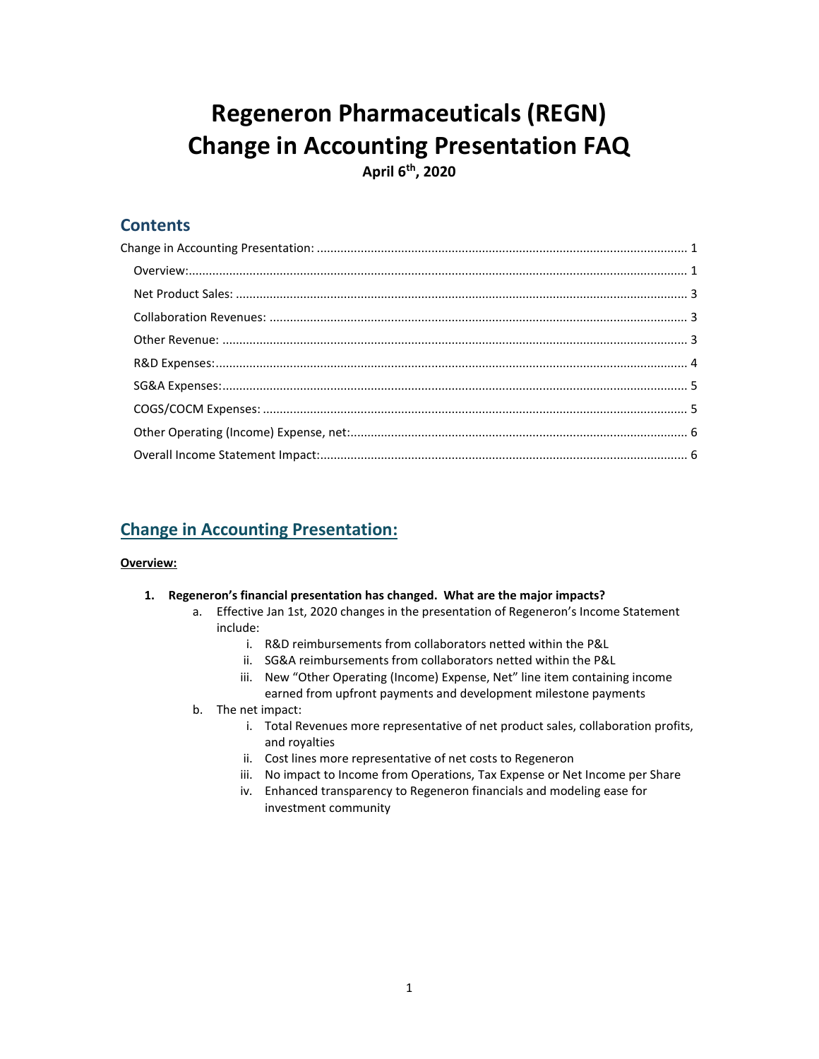# Regeneron Pharmaceuticals (REGN)
# Change in Accounting Presentation FAQ

**April 6th, 2020**

## Contents

- Change in Accounting Presentation: ..... 1
  - Overview: ..... 1
  - Net Product Sales: ..... 3
  - Collaboration Revenues: ..... 3
  - Other Revenue: ..... 3
  - R&D Expenses: ..... 4
  - SG&A Expenses: ..... 5
  - COGS/COCM Expenses: ..... 5
  - Other Operating (Income) Expense, net: ..... 6
  - Overall Income Statement Impact: ..... 6

## Change in Accounting Presentation:

### Overview:

1. **Regeneron's financial presentation has changed. What are the major impacts?**
   a. Effective Jan 1st, 2020 changes in the presentation of Regeneron's Income Statement include:
      i. R&D reimbursements from collaborators netted within the P&L
      ii. SG&A reimbursements from collaborators netted within the P&L
      iii. New "Other Operating (Income) Expense, Net" line item containing income earned from upfront payments and development milestone payments
   b. The net impact:
      i. Total Revenues more representative of net product sales, collaboration profits, and royalties
      ii. Cost lines more representative of net costs to Regeneron
      iii. No impact to Income from Operations, Tax Expense or Net Income per Share
      iv. Enhanced transparency to Regeneron financials and modeling ease for investment community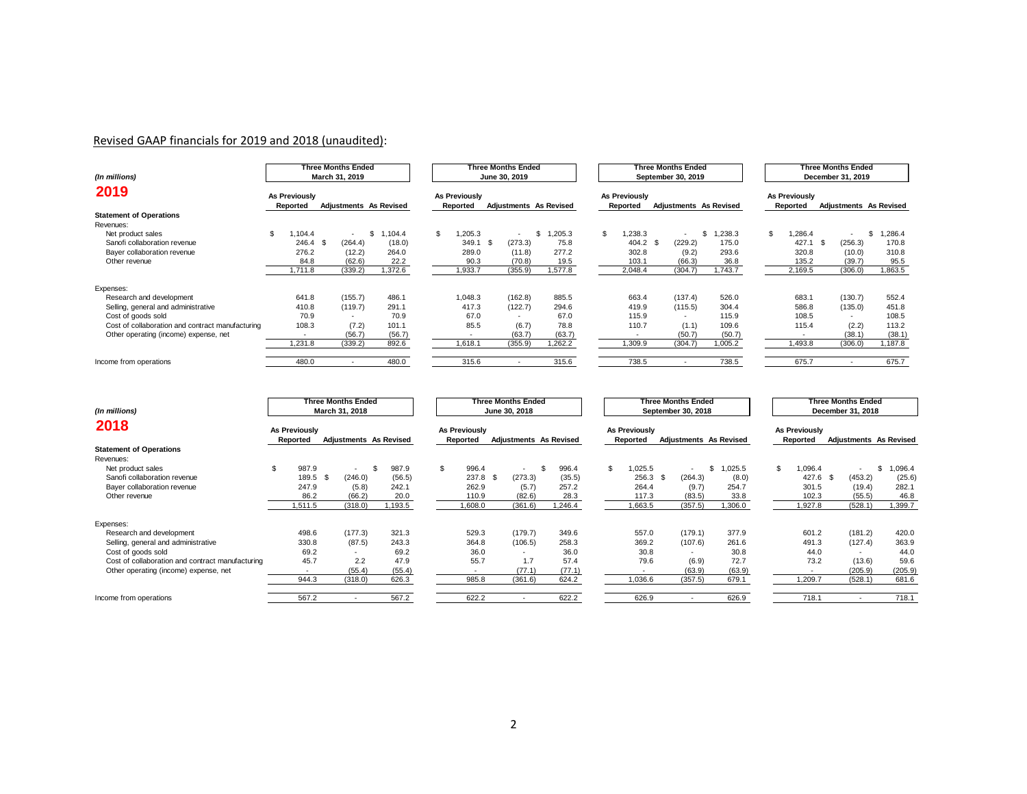## Revised GAAP financials for 2019 and 2018 (unaudited):

*(In millions)*

**2019**

| | Three Months Ended March 31, 2019 | | | Three Months Ended June 30, 2019 | | | Three Months Ended September 30, 2019 | | | Three Months Ended December 31, 2019 | | |
|---|---|---|---|---|---|---|---|---|---|---|---|---|
| | As Previously Reported | Adjustments | As Revised | As Previously Reported | Adjustments | As Revised | As Previously Reported | Adjustments | As Revised | As Previously Reported | Adjustments | As Revised |
| **Statement of Operations** | | | | | | | | | | | | |
| Revenues: | | | | | | | | | | | | |
| Net product sales | $ 1,104.4 | - | $ 1,104.4 | $ 1,205.3 | - | $ 1,205.3 | $ 1,238.3 | - | $ 1,238.3 | $ 1,286.4 | - | $ 1,286.4 |
| Sanofi collaboration revenue | 246.4 | $ (264.4) | (18.0) | 349.1 | $ (273.3) | 75.8 | 404.2 | $ (229.2) | 175.0 | 427.1 | $ (256.3) | 170.8 |
| Bayer collaboration revenue | 276.2 | (12.2) | 264.0 | 289.0 | (11.8) | 277.2 | 302.8 | (9.2) | 293.6 | 320.8 | (10.0) | 310.8 |
| Other revenue | 84.8 | (62.6) | 22.2 | 90.3 | (70.8) | 19.5 | 103.1 | (66.3) | 36.8 | 135.2 | (39.7) | 95.5 |
| | 1,711.8 | (339.2) | 1,372.6 | 1,933.7 | (355.9) | 1,577.8 | 2,048.4 | (304.7) | 1,743.7 | 2,169.5 | (306.0) | 1,863.5 |
| Expenses: | | | | | | | | | | | | |
| Research and development | 641.8 | (155.7) | 486.1 | 1,048.3 | (162.8) | 885.5 | 663.4 | (137.4) | 526.0 | 683.1 | (130.7) | 552.4 |
| Selling, general and administrative | 410.8 | (119.7) | 291.1 | 417.3 | (122.7) | 294.6 | 419.9 | (115.5) | 304.4 | 586.8 | (135.0) | 451.8 |
| Cost of goods sold | 70.9 | - | 70.9 | 67.0 | - | 67.0 | 115.9 | - | 115.9 | 108.5 | - | 108.5 |
| Cost of collaboration and contract manufacturing | 108.3 | (7.2) | 101.1 | 85.5 | (6.7) | 78.8 | 110.7 | (1.1) | 109.6 | 115.4 | (2.2) | 113.2 |
| Other operating (income) expense, net | - | (56.7) | (56.7) | - | (63.7) | (63.7) | - | (50.7) | (50.7) | - | (38.1) | (38.1) |
| | 1,231.8 | (339.2) | 892.6 | 1,618.1 | (355.9) | 1,262.2 | 1,309.9 | (304.7) | 1,005.2 | 1,493.8 | (306.0) | 1,187.8 |
| Income from operations | 480.0 | - | 480.0 | 315.6 | - | 315.6 | 738.5 | - | 738.5 | 675.7 | - | 675.7 |

*(In millions)*

**2018**

| | Three Months Ended March 31, 2018 | | | Three Months Ended June 30, 2018 | | | Three Months Ended September 30, 2018 | | | Three Months Ended December 31, 2018 | | |
|---|---|---|---|---|---|---|---|---|---|---|---|---|
| | As Previously Reported | Adjustments | As Revised | As Previously Reported | Adjustments | As Revised | As Previously Reported | Adjustments | As Revised | As Previously Reported | Adjustments | As Revised |
| **Statement of Operations** | | | | | | | | | | | | |
| Revenues: | | | | | | | | | | | | |
| Net product sales | $ 987.9 | - | $ 987.9 | $ 996.4 | - | $ 996.4 | $ 1,025.5 | - | $ 1,025.5 | $ 1,096.4 | - | $ 1,096.4 |
| Sanofi collaboration revenue | 189.5 | $ (246.0) | (56.5) | 237.8 | $ (273.3) | (35.5) | 256.3 | $ (264.3) | (8.0) | 427.6 | $ (453.2) | (25.6) |
| Bayer collaboration revenue | 247.9 | (5.8) | 242.1 | 262.9 | (5.7) | 257.2 | 264.4 | (9.7) | 254.7 | 301.5 | (19.4) | 282.1 |
| Other revenue | 86.2 | (66.2) | 20.0 | 110.9 | (82.6) | 28.3 | 117.3 | (83.5) | 33.8 | 102.3 | (55.5) | 46.8 |
| | 1,511.5 | (318.0) | 1,193.5 | 1,608.0 | (361.6) | 1,246.4 | 1,663.5 | (357.5) | 1,306.0 | 1,927.8 | (528.1) | 1,399.7 |
| Expenses: | | | | | | | | | | | | |
| Research and development | 498.6 | (177.3) | 321.3 | 529.3 | (179.7) | 349.6 | 557.0 | (179.1) | 377.9 | 601.2 | (181.2) | 420.0 |
| Selling, general and administrative | 330.8 | (87.5) | 243.3 | 364.8 | (106.5) | 258.3 | 369.2 | (107.6) | 261.6 | 491.3 | (127.4) | 363.9 |
| Cost of goods sold | 69.2 | - | 69.2 | 36.0 | - | 36.0 | 30.8 | - | 30.8 | 44.0 | - | 44.0 |
| Cost of collaboration and contract manufacturing | 45.7 | 2.2 | 47.9 | 55.7 | 1.7 | 57.4 | 79.6 | (6.9) | 72.7 | 73.2 | (13.6) | 59.6 |
| Other operating (income) expense, net | - | (55.4) | (55.4) | - | (77.1) | (77.1) | - | (63.9) | (63.9) | - | (205.9) | (205.9) |
| | 944.3 | (318.0) | 626.3 | 985.8 | (361.6) | 624.2 | 1,036.6 | (357.5) | 679.1 | 1,209.7 | (528.1) | 681.6 |
| Income from operations | 567.2 | - | 567.2 | 622.2 | - | 622.2 | 626.9 | - | 626.9 | 718.1 | - | 718.1 |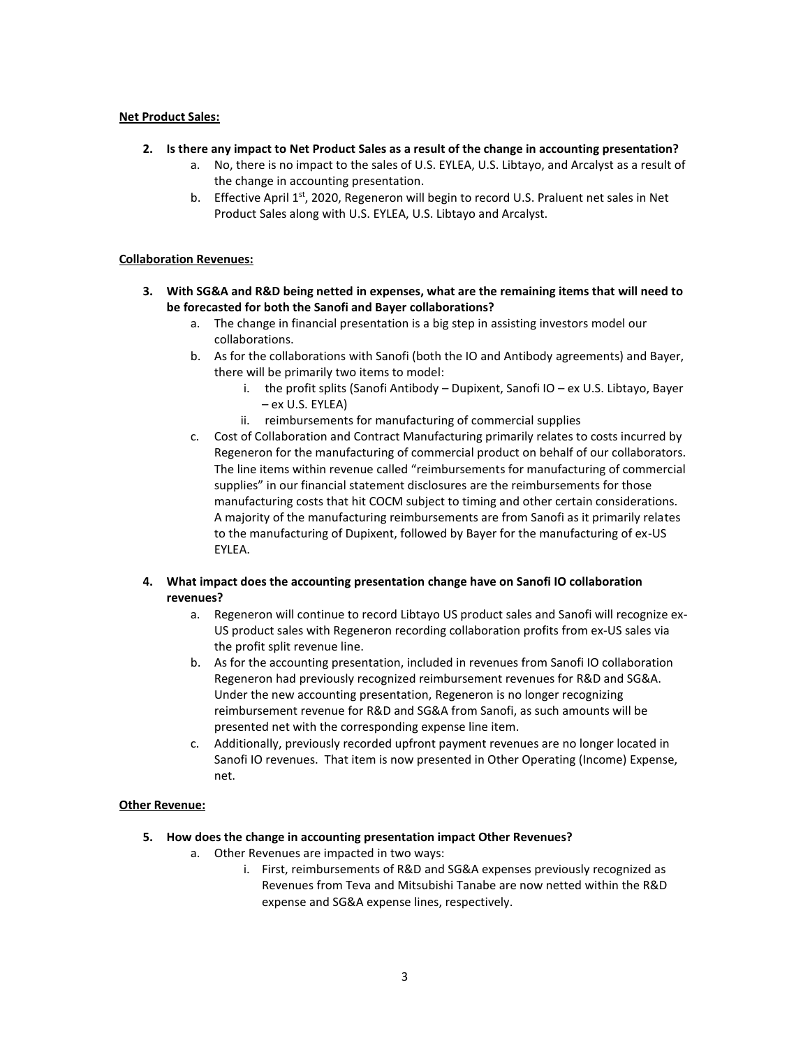**Net Product Sales:**

2. **Is there any impact to Net Product Sales as a result of the change in accounting presentation?**
   a. No, there is no impact to the sales of U.S. EYLEA, U.S. Libtayo, and Arcalyst as a result of the change in accounting presentation.
   b. Effective April 1st, 2020, Regeneron will begin to record U.S. Praluent net sales in Net Product Sales along with U.S. EYLEA, U.S. Libtayo and Arcalyst.

**Collaboration Revenues:**

3. **With SG&A and R&D being netted in expenses, what are the remaining items that will need to be forecasted for both the Sanofi and Bayer collaborations?**
   a. The change in financial presentation is a big step in assisting investors model our collaborations.
   b. As for the collaborations with Sanofi (both the IO and Antibody agreements) and Bayer, there will be primarily two items to model:
      i. the profit splits (Sanofi Antibody – Dupixent, Sanofi IO – ex U.S. Libtayo, Bayer – ex U.S. EYLEA)
      ii. reimbursements for manufacturing of commercial supplies
   c. Cost of Collaboration and Contract Manufacturing primarily relates to costs incurred by Regeneron for the manufacturing of commercial product on behalf of our collaborators. The line items within revenue called "reimbursements for manufacturing of commercial supplies" in our financial statement disclosures are the reimbursements for those manufacturing costs that hit COCM subject to timing and other certain considerations. A majority of the manufacturing reimbursements are from Sanofi as it primarily relates to the manufacturing of Dupixent, followed by Bayer for the manufacturing of ex-US EYLEA.

4. **What impact does the accounting presentation change have on Sanofi IO collaboration revenues?**
   a. Regeneron will continue to record Libtayo US product sales and Sanofi will recognize ex-US product sales with Regeneron recording collaboration profits from ex-US sales via the profit split revenue line.
   b. As for the accounting presentation, included in revenues from Sanofi IO collaboration Regeneron had previously recognized reimbursement revenues for R&D and SG&A. Under the new accounting presentation, Regeneron is no longer recognizing reimbursement revenue for R&D and SG&A from Sanofi, as such amounts will be presented net with the corresponding expense line item.
   c. Additionally, previously recorded upfront payment revenues are no longer located in Sanofi IO revenues. That item is now presented in Other Operating (Income) Expense, net.

**Other Revenue:**

5. **How does the change in accounting presentation impact Other Revenues?**
   a. Other Revenues are impacted in two ways:
      i. First, reimbursements of R&D and SG&A expenses previously recognized as Revenues from Teva and Mitsubishi Tanabe are now netted within the R&D expense and SG&A expense lines, respectively.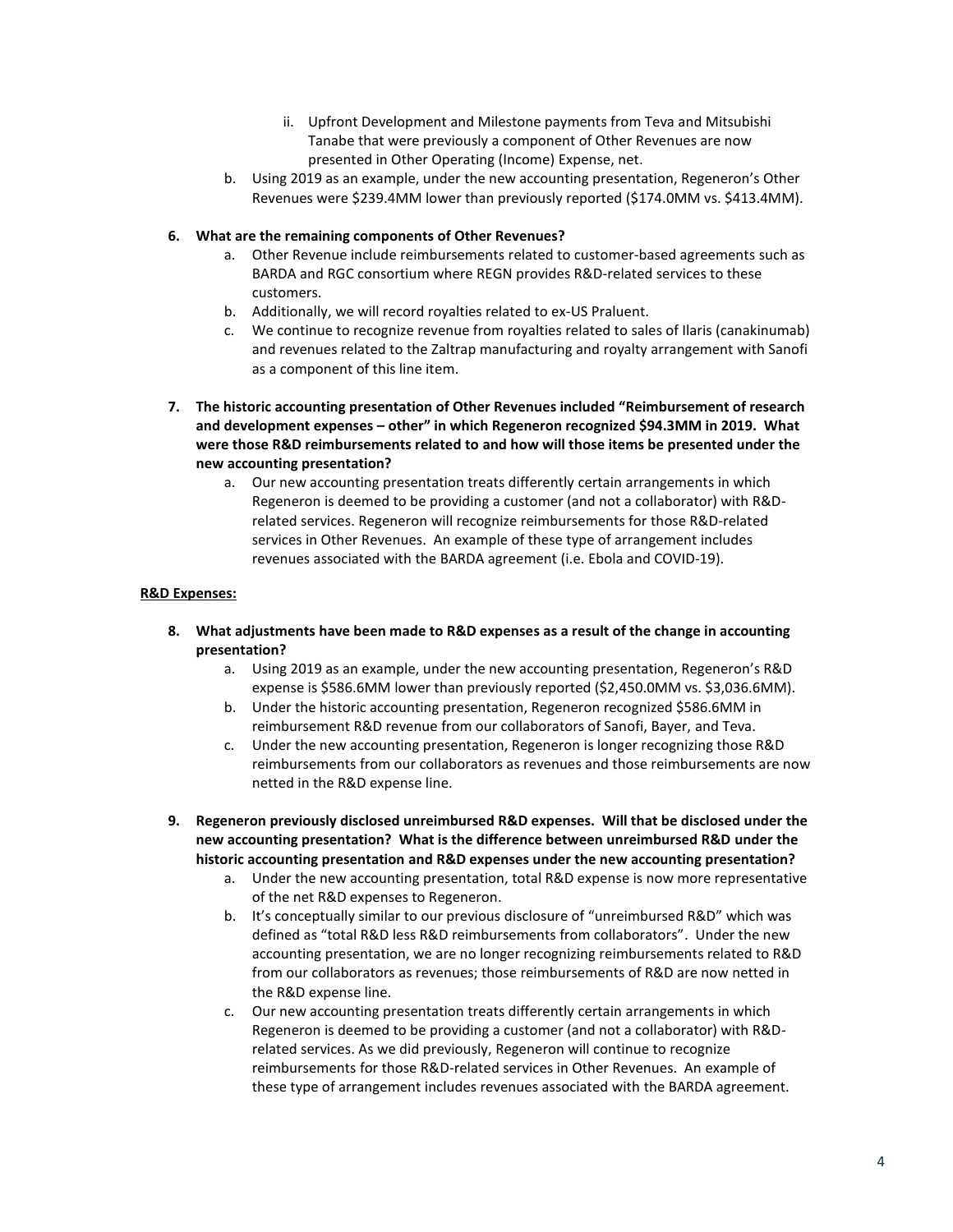ii. Upfront Development and Milestone payments from Teva and Mitsubishi Tanabe that were previously a component of Other Revenues are now presented in Other Operating (Income) Expense, net.

   b. Using 2019 as an example, under the new accounting presentation, Regeneron's Other Revenues were $239.4MM lower than previously reported ($174.0MM vs. $413.4MM).

6. **What are the remaining components of Other Revenues?**
   a. Other Revenue include reimbursements related to customer-based agreements such as BARDA and RGC consortium where REGN provides R&D-related services to these customers.
   b. Additionally, we will record royalties related to ex-US Praluent.
   c. We continue to recognize revenue from royalties related to sales of Ilaris (canakinumab) and revenues related to the Zaltrap manufacturing and royalty arrangement with Sanofi as a component of this line item.

7. **The historic accounting presentation of Other Revenues included "Reimbursement of research and development expenses – other" in which Regeneron recognized $94.3MM in 2019. What were those R&D reimbursements related to and how will those items be presented under the new accounting presentation?**
   a. Our new accounting presentation treats differently certain arrangements in which Regeneron is deemed to be providing a customer (and not a collaborator) with R&D-related services. Regeneron will recognize reimbursements for those R&D-related services in Other Revenues. An example of these type of arrangement includes revenues associated with the BARDA agreement (i.e. Ebola and COVID-19).

**R&D Expenses:**

8. **What adjustments have been made to R&D expenses as a result of the change in accounting presentation?**
   a. Using 2019 as an example, under the new accounting presentation, Regeneron's R&D expense is $586.6MM lower than previously reported ($2,450.0MM vs. $3,036.6MM).
   b. Under the historic accounting presentation, Regeneron recognized $586.6MM in reimbursement R&D revenue from our collaborators of Sanofi, Bayer, and Teva.
   c. Under the new accounting presentation, Regeneron is longer recognizing those R&D reimbursements from our collaborators as revenues and those reimbursements are now netted in the R&D expense line.

9. **Regeneron previously disclosed unreimbursed R&D expenses. Will that be disclosed under the new accounting presentation? What is the difference between unreimbursed R&D under the historic accounting presentation and R&D expenses under the new accounting presentation?**
   a. Under the new accounting presentation, total R&D expense is now more representative of the net R&D expenses to Regeneron.
   b. It's conceptually similar to our previous disclosure of "unreimbursed R&D" which was defined as "total R&D less R&D reimbursements from collaborators". Under the new accounting presentation, we are no longer recognizing reimbursements related to R&D from our collaborators as revenues; those reimbursements of R&D are now netted in the R&D expense line.
   c. Our new accounting presentation treats differently certain arrangements in which Regeneron is deemed to be providing a customer (and not a collaborator) with R&D-related services. As we did previously, Regeneron will continue to recognize reimbursements for those R&D-related services in Other Revenues. An example of these type of arrangement includes revenues associated with the BARDA agreement.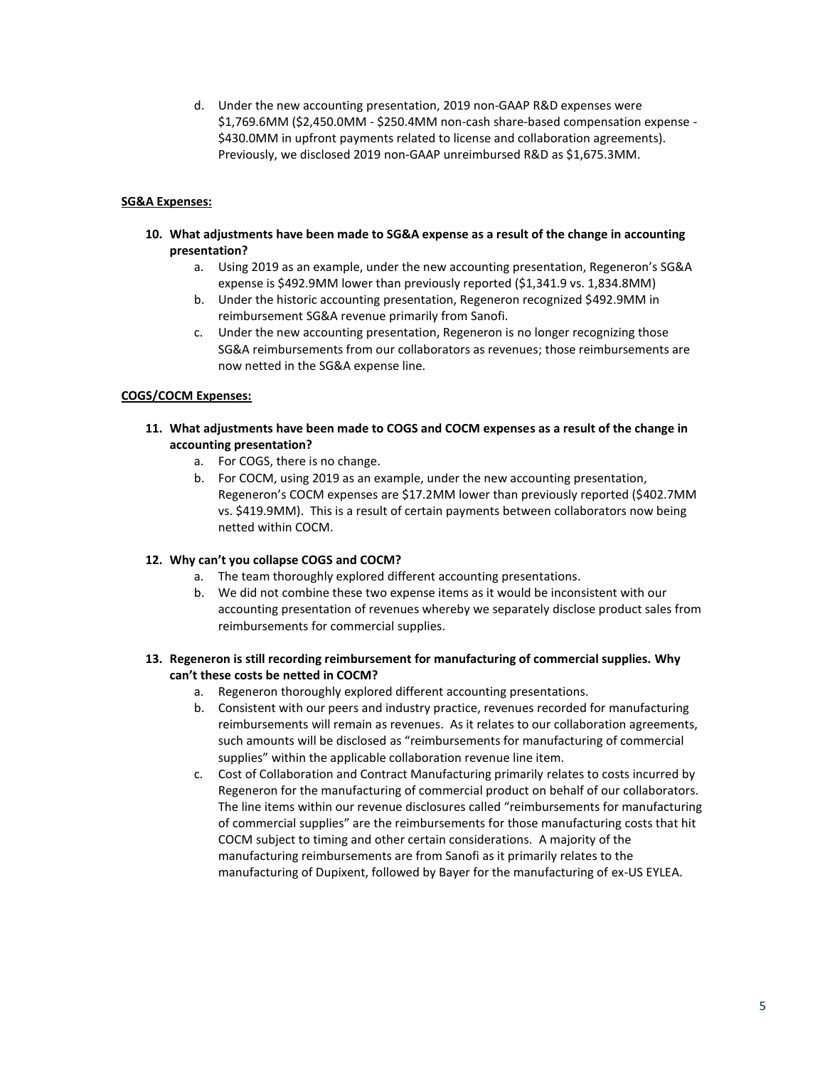d. Under the new accounting presentation, 2019 non-GAAP R&D expenses were $1,769.6MM ($2,450.0MM - $250.4MM non-cash share-based compensation expense - $430.0MM in upfront payments related to license and collaboration agreements). Previously, we disclosed 2019 non-GAAP unreimbursed R&D as $1,675.3MM.

**SG&A Expenses:**

10. **What adjustments have been made to SG&A expense as a result of the change in accounting presentation?**
    a. Using 2019 as an example, under the new accounting presentation, Regeneron's SG&A expense is $492.9MM lower than previously reported ($1,341.9 vs. 1,834.8MM)
    b. Under the historic accounting presentation, Regeneron recognized $492.9MM in reimbursement SG&A revenue primarily from Sanofi.
    c. Under the new accounting presentation, Regeneron is no longer recognizing those SG&A reimbursements from our collaborators as revenues; those reimbursements are now netted in the SG&A expense line.

**COGS/COCM Expenses:**

11. **What adjustments have been made to COGS and COCM expenses as a result of the change in accounting presentation?**
    a. For COGS, there is no change.
    b. For COCM, using 2019 as an example, under the new accounting presentation, Regeneron's COCM expenses are $17.2MM lower than previously reported ($402.7MM vs. $419.9MM). This is a result of certain payments between collaborators now being netted within COCM.

12. **Why can't you collapse COGS and COCM?**
    a. The team thoroughly explored different accounting presentations.
    b. We did not combine these two expense items as it would be inconsistent with our accounting presentation of revenues whereby we separately disclose product sales from reimbursements for commercial supplies.

13. **Regeneron is still recording reimbursement for manufacturing of commercial supplies. Why can't these costs be netted in COCM?**
    a. Regeneron thoroughly explored different accounting presentations.
    b. Consistent with our peers and industry practice, revenues recorded for manufacturing reimbursements will remain as revenues. As it relates to our collaboration agreements, such amounts will be disclosed as "reimbursements for manufacturing of commercial supplies" within the applicable collaboration revenue line item.
    c. Cost of Collaboration and Contract Manufacturing primarily relates to costs incurred by Regeneron for the manufacturing of commercial product on behalf of our collaborators. The line items within our revenue disclosures called "reimbursements for manufacturing of commercial supplies" are the reimbursements for those manufacturing costs that hit COCM subject to timing and other certain considerations. A majority of the manufacturing reimbursements are from Sanofi as it primarily relates to the manufacturing of Dupixent, followed by Bayer for the manufacturing of ex-US EYLEA.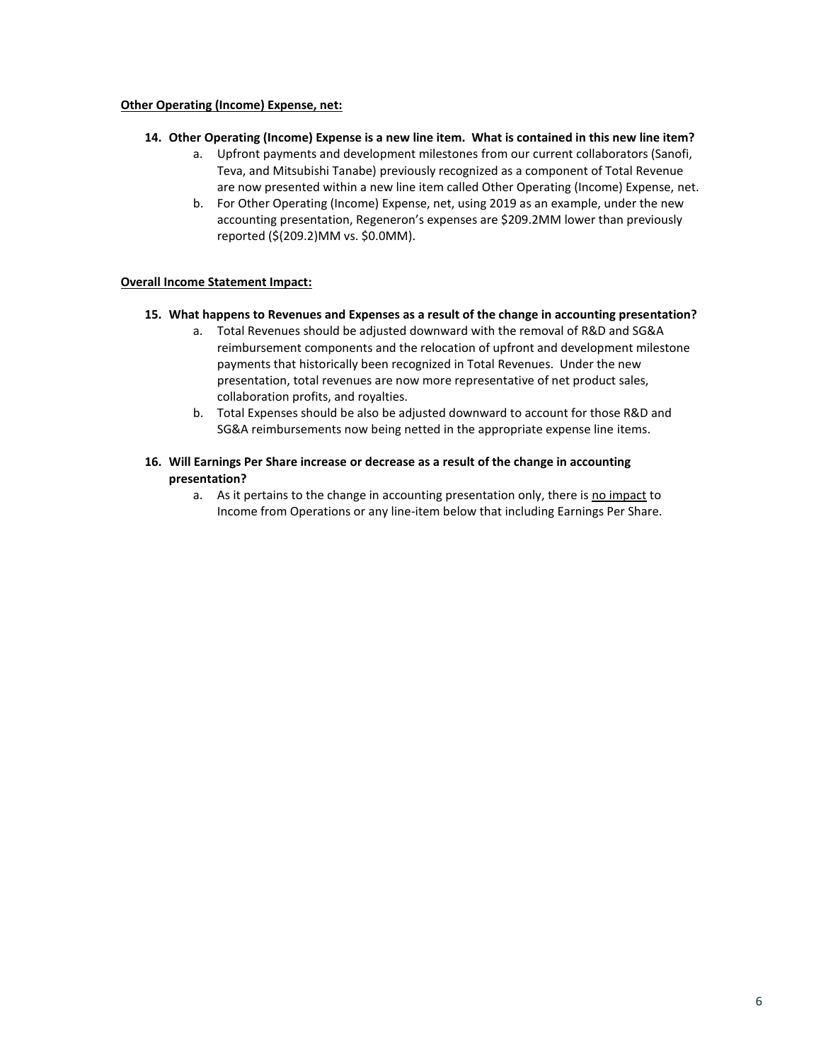**Other Operating (Income) Expense, net:**

14. **Other Operating (Income) Expense is a new line item. What is contained in this new line item?**
    a. Upfront payments and development milestones from our current collaborators (Sanofi, Teva, and Mitsubishi Tanabe) previously recognized as a component of Total Revenue are now presented within a new line item called Other Operating (Income) Expense, net.
    b. For Other Operating (Income) Expense, net, using 2019 as an example, under the new accounting presentation, Regeneron's expenses are $209.2MM lower than previously reported ($(209.2)MM vs. $0.0MM).

**Overall Income Statement Impact:**

15. **What happens to Revenues and Expenses as a result of the change in accounting presentation?**
    a. Total Revenues should be adjusted downward with the removal of R&D and SG&A reimbursement components and the relocation of upfront and development milestone payments that historically been recognized in Total Revenues. Under the new presentation, total revenues are now more representative of net product sales, collaboration profits, and royalties.
    b. Total Expenses should be also be adjusted downward to account for those R&D and SG&A reimbursements now being netted in the appropriate expense line items.

16. **Will Earnings Per Share increase or decrease as a result of the change in accounting presentation?**
    a. As it pertains to the change in accounting presentation only, there is <u>no impact</u> to Income from Operations or any line-item below that including Earnings Per Share.